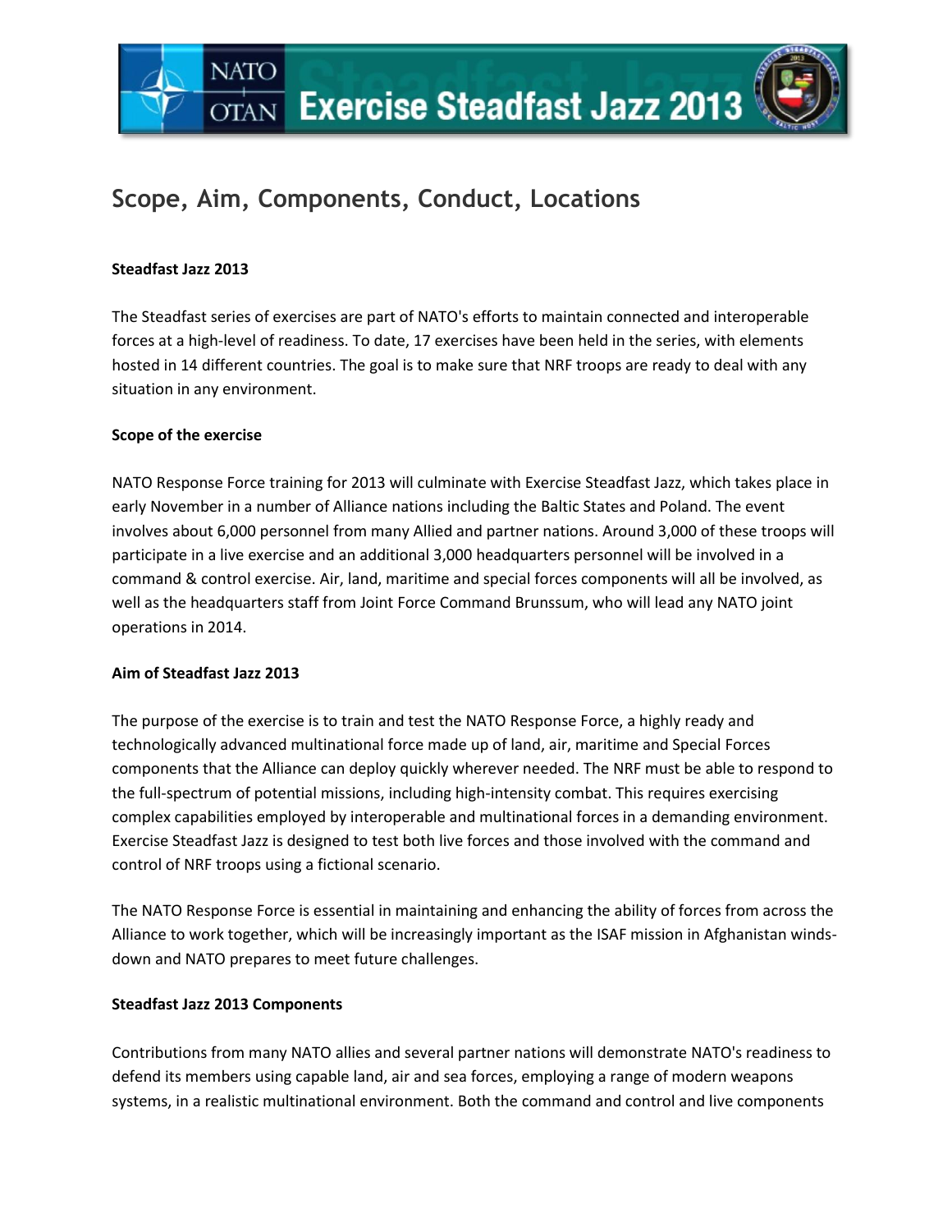# Exercise Steadfast Jazz 2013

## Scope, Aim, Components, Conduct, Locations

**Steadfast Jazz 2013**

The Steadfast series of exercises are part of NATO's efforts to maintain connected and interoperable forces at a high-level of readiness. To date, 17 exercises have been held in the series, with elements hosted in 14 different countries. The goal is to make sure that NRF troops are ready to deal with any situation in any environment.

**Scope of the exercise**

NATO Response Force training for 2013 will culminate with Exercise Steadfast Jazz, which takes place in early November in a number of Alliance nations including the Baltic States and Poland. The event involves about 6,000 personnel from many Allied and partner nations. Around 3,000 of these troops will participate in a live exercise and an additional 3,000 headquarters personnel will be involved in a command & control exercise. Air, land, maritime and special forces components will all be involved, as well as the headquarters staff from Joint Force Command Brunssum, who will lead any NATO joint operations in 2014.

**Aim of Steadfast Jazz 2013**

The purpose of the exercise is to train and test the NATO Response Force, a highly ready and technologically advanced multinational force made up of land, air, maritime and Special Forces components that the Alliance can deploy quickly wherever needed. The NRF must be able to respond to the full-spectrum of potential missions, including high-intensity combat. This requires exercising complex capabilities employed by interoperable and multinational forces in a demanding environment. Exercise Steadfast Jazz is designed to test both live forces and those involved with the command and control of NRF troops using a fictional scenario.

The NATO Response Force is essential in maintaining and enhancing the ability of forces from across the Alliance to work together, which will be increasingly important as the ISAF mission in Afghanistan winds-down and NATO prepares to meet future challenges.

**Steadfast Jazz 2013 Components**

Contributions from many NATO allies and several partner nations will demonstrate NATO's readiness to defend its members using capable land, air and sea forces, employing a range of modern weapons systems, in a realistic multinational environment. Both the command and control and live components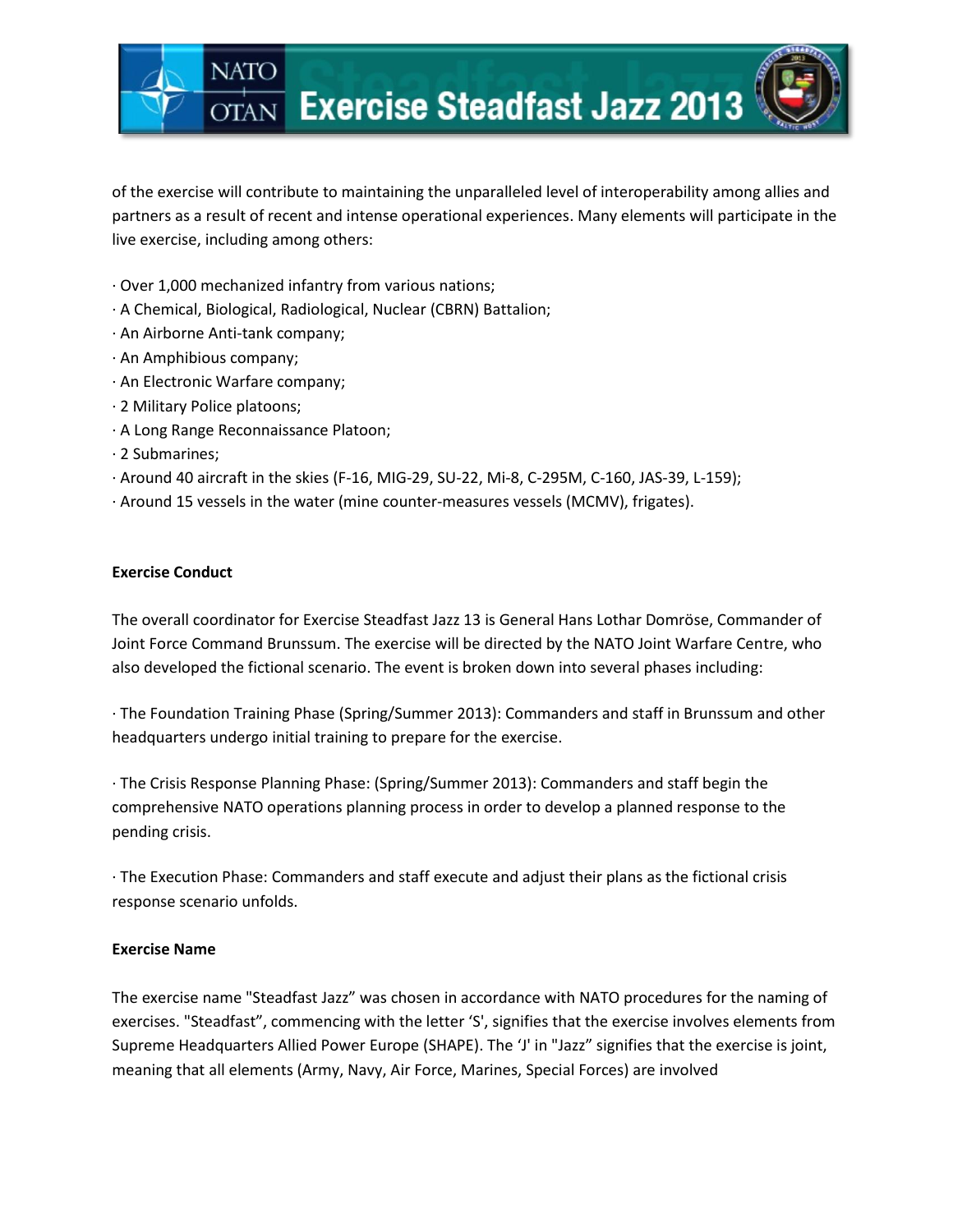of the exercise will contribute to maintaining the unparalleled level of interoperability among allies and partners as a result of recent and intense operational experiences. Many elements will participate in the live exercise, including among others:

- Over 1,000 mechanized infantry from various nations;
- A Chemical, Biological, Radiological, Nuclear (CBRN) Battalion;
- An Airborne Anti-tank company;
- An Amphibious company;
- An Electronic Warfare company;
- 2 Military Police platoons;
- A Long Range Reconnaissance Platoon;
- 2 Submarines;
- Around 40 aircraft in the skies (F-16, MIG-29, SU-22, Mi-8, C-295M, C-160, JAS-39, L-159);
- Around 15 vessels in the water (mine counter-measures vessels (MCMV), frigates).

**Exercise Conduct**

The overall coordinator for Exercise Steadfast Jazz 13 is General Hans Lothar Domröse, Commander of Joint Force Command Brunssum. The exercise will be directed by the NATO Joint Warfare Centre, who also developed the fictional scenario. The event is broken down into several phases including:

- The Foundation Training Phase (Spring/Summer 2013): Commanders and staff in Brunssum and other headquarters undergo initial training to prepare for the exercise.

- The Crisis Response Planning Phase: (Spring/Summer 2013): Commanders and staff begin the comprehensive NATO operations planning process in order to develop a planned response to the pending crisis.

- The Execution Phase: Commanders and staff execute and adjust their plans as the fictional crisis response scenario unfolds.

**Exercise Name**

The exercise name "Steadfast Jazz" was chosen in accordance with NATO procedures for the naming of exercises. "Steadfast", commencing with the letter 'S', signifies that the exercise involves elements from Supreme Headquarters Allied Power Europe (SHAPE). The 'J' in "Jazz" signifies that the exercise is joint, meaning that all elements (Army, Navy, Air Force, Marines, Special Forces) are involved